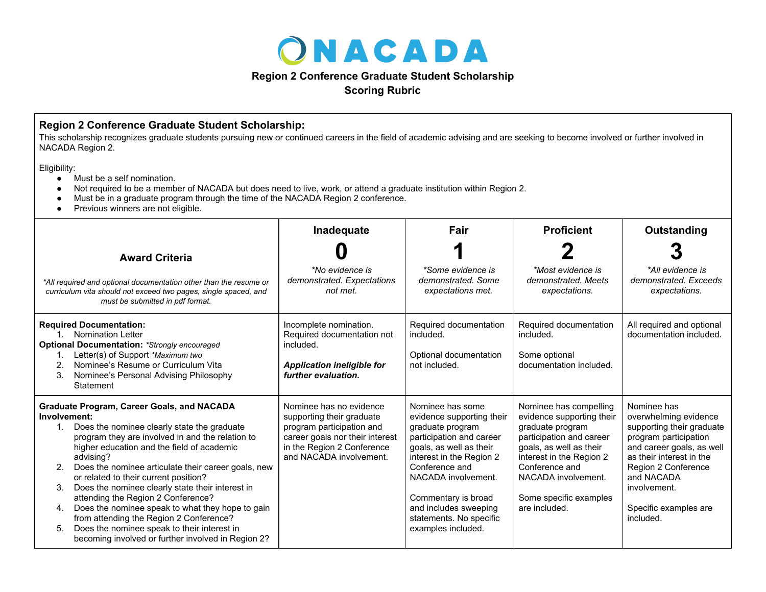# NACADA

## Region 2 Conference Graduate Student Scholarship
## Scoring Rubric

**Region 2 Conference Graduate Student Scholarship:**
This scholarship recognizes graduate students pursuing new or continued careers in the field of academic advising and are seeking to become involved or further involved in NACADA Region 2.

Eligibility:
- Must be a self nomination.
- Not required to be a member of NACADA but does need to live, work, or attend a graduate institution within Region 2.
- Must be in a graduate program through the time of the NACADA Region 2 conference.
- Previous winners are not eligible.

| **Award Criteria**<br><br>*\*All required and optional documentation other than the resume or curriculum vita should not exceed two pages, single spaced, and must be submitted in pdf format.* | **Inadequate**<br>**0**<br>*\*No evidence is demonstrated. Expectations not met.* | **Fair**<br>**1**<br>*\*Some evidence is demonstrated. Some expectations met.* | **Proficient**<br>**2**<br>*\*Most evidence is demonstrated. Meets expectations.* | **Outstanding**<br>**3**<br>*\*All evidence is demonstrated. Exceeds expectations.* |
|---|---|---|---|---|
| **Required Documentation:**<br>1. Nomination Letter<br>**Optional Documentation:** *\*Strongly encouraged*<br>1. Letter(s) of Support *\*Maximum two*<br>2. Nominee's Resume or Curriculum Vita<br>3. Nominee's Personal Advising Philosophy Statement | Incomplete nomination. Required documentation not included.<br><br>***Application ineligible for further evaluation.*** | Required documentation included.<br><br>Optional documentation not included. | Required documentation included.<br><br>Some optional documentation included. | All required and optional documentation included. |
| **Graduate Program, Career Goals, and NACADA Involvement:**<br>1. Does the nominee clearly state the graduate program they are involved in and the relation to higher education and the field of academic advising?<br>2. Does the nominee articulate their career goals, new or related to their current position?<br>3. Does the nominee clearly state their interest in attending the Region 2 Conference?<br>4. Does the nominee speak to what they hope to gain from attending the Region 2 Conference?<br>5. Does the nominee speak to their interest in becoming involved or further involved in Region 2? | Nominee has no evidence supporting their graduate program participation and career goals nor their interest in the Region 2 Conference and NACADA involvement. | Nominee has some evidence supporting their graduate program participation and career goals, as well as their interest in the Region 2 Conference and NACADA involvement.<br><br>Commentary is broad and includes sweeping statements. No specific examples included. | Nominee has compelling evidence supporting their graduate program participation and career goals, as well as their interest in the Region 2 Conference and NACADA involvement.<br><br>Some specific examples are included. | Nominee has overwhelming evidence supporting their graduate program participation and career goals, as well as their interest in the Region 2 Conference and NACADA involvement.<br><br>Specific examples are included. |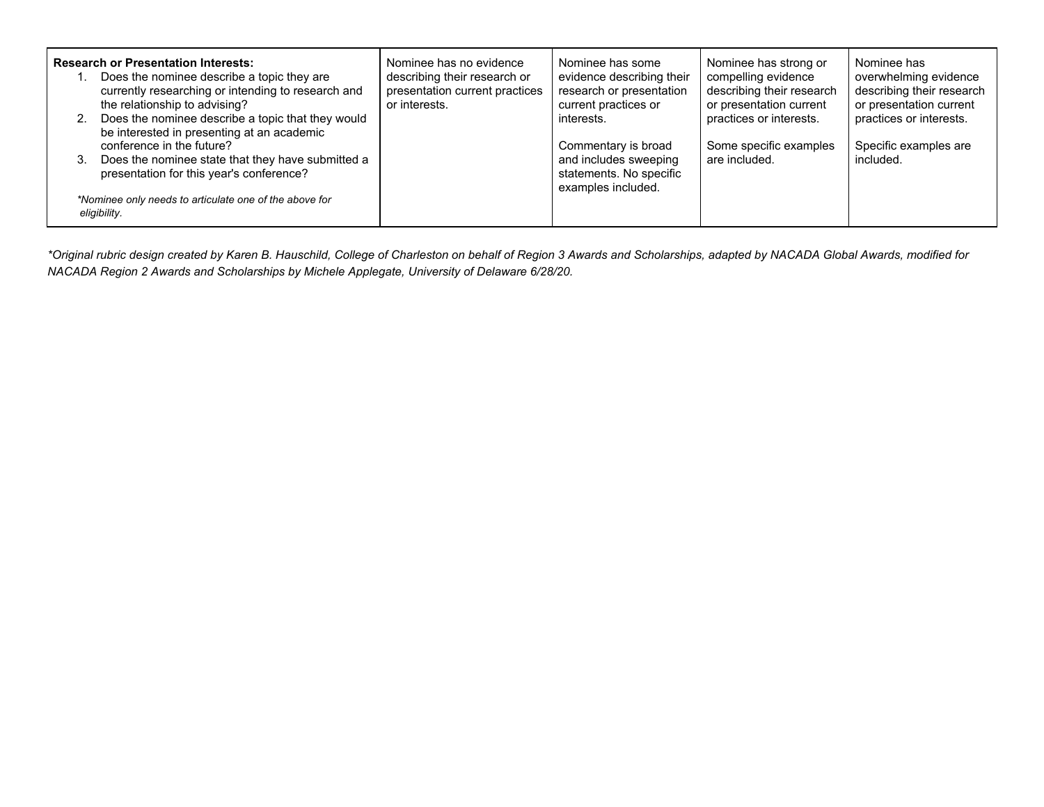| | | | | |
|---|---|---|---|---|
| **Research or Presentation Interests:**<br>1. Does the nominee describe a topic they are currently researching or intending to research and the relationship to advising?<br>2. Does the nominee describe a topic that they would be interested in presenting at an academic conference in the future?<br>3. Does the nominee state that they have submitted a presentation for this year's conference?<br><br>*\*Nominee only needs to articulate one of the above for eligibility.* | Nominee has no evidence describing their research or presentation current practices or interests. | Nominee has some evidence describing their research or presentation current practices or interests.<br><br>Commentary is broad and includes sweeping statements. No specific examples included. | Nominee has strong or compelling evidence describing their research or presentation current practices or interests.<br><br>Some specific examples are included. | Nominee has overwhelming evidence describing their research or presentation current practices or interests.<br><br>Specific examples are included. |

*\*Original rubric design created by Karen B. Hauschild, College of Charleston on behalf of Region 3 Awards and Scholarships, adapted by NACADA Global Awards, modified for NACADA Region 2 Awards and Scholarships by Michele Applegate, University of Delaware 6/28/20.*